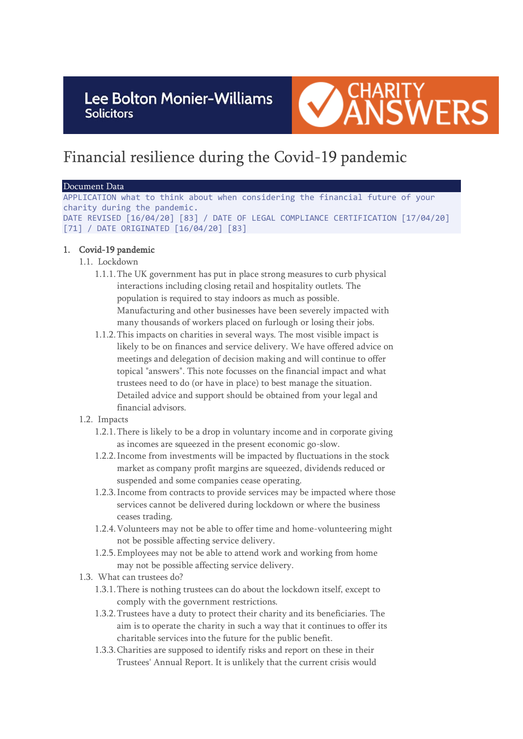Lee Bolton Monier-Williams Solicitors | CHARITY ANSWERS

# Financial resilience during the Covid-19 pandemic

**Document Data**

APPLICATION what to think about when considering the financial future of your charity during the pandemic.
DATE REVISED [16/04/20] [83] / DATE OF LEGAL COMPLIANCE CERTIFICATION [17/04/20] [71] / DATE ORIGINATED [16/04/20] [83]

## 1. Covid-19 pandemic

### 1.1. Lockdown

1.1.1. The UK government has put in place strong measures to curb physical interactions including closing retail and hospitality outlets. The population is required to stay indoors as much as possible. Manufacturing and other businesses have been severely impacted with many thousands of workers placed on furlough or losing their jobs.

1.1.2. This impacts on charities in several ways. The most visible impact is likely to be on finances and service delivery. We have offered advice on meetings and delegation of decision making and will continue to offer topical "answers". This note focusses on the financial impact and what trustees need to do (or have in place) to best manage the situation. Detailed advice and support should be obtained from your legal and financial advisors.

### 1.2. Impacts

1.2.1. There is likely to be a drop in voluntary income and in corporate giving as incomes are squeezed in the present economic go-slow.

1.2.2. Income from investments will be impacted by fluctuations in the stock market as company profit margins are squeezed, dividends reduced or suspended and some companies cease operating.

1.2.3. Income from contracts to provide services may be impacted where those services cannot be delivered during lockdown or where the business ceases trading.

1.2.4. Volunteers may not be able to offer time and home-volunteering might not be possible affecting service delivery.

1.2.5. Employees may not be able to attend work and working from home may not be possible affecting service delivery.

### 1.3. What can trustees do?

1.3.1. There is nothing trustees can do about the lockdown itself, except to comply with the government restrictions.

1.3.2. Trustees have a duty to protect their charity and its beneficiaries. The aim is to operate the charity in such a way that it continues to offer its charitable services into the future for the public benefit.

1.3.3. Charities are supposed to identify risks and report on these in their Trustees' Annual Report. It is unlikely that the current crisis would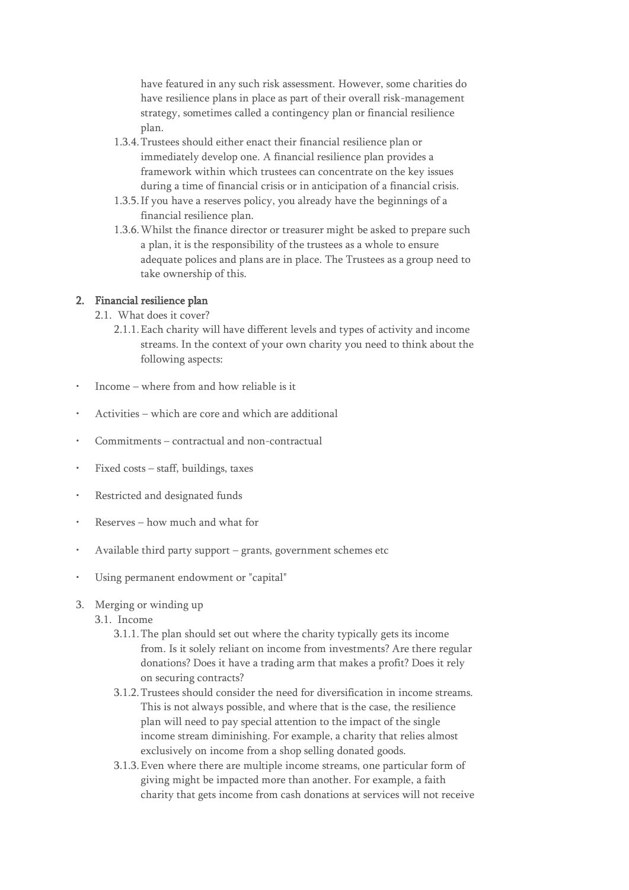have featured in any such risk assessment. However, some charities do have resilience plans in place as part of their overall risk-management strategy, sometimes called a contingency plan or financial resilience plan.

1.3.4. Trustees should either enact their financial resilience plan or immediately develop one. A financial resilience plan provides a framework within which trustees can concentrate on the key issues during a time of financial crisis or in anticipation of a financial crisis.

1.3.5. If you have a reserves policy, you already have the beginnings of a financial resilience plan.

1.3.6. Whilst the finance director or treasurer might be asked to prepare such a plan, it is the responsibility of the trustees as a whole to ensure adequate polices and plans are in place. The Trustees as a group need to take ownership of this.

## 2. Financial resilience plan

2.1. What does it cover?

2.1.1. Each charity will have different levels and types of activity and income streams. In the context of your own charity you need to think about the following aspects:

- Income – where from and how reliable is it
- Activities – which are core and which are additional
- Commitments – contractual and non-contractual
- Fixed costs – staff, buildings, taxes
- Restricted and designated funds
- Reserves – how much and what for
- Available third party support – grants, government schemes etc
- Using permanent endowment or "capital"

3. Merging or winding up

3.1. Income

3.1.1. The plan should set out where the charity typically gets its income from. Is it solely reliant on income from investments? Are there regular donations? Does it have a trading arm that makes a profit? Does it rely on securing contracts?

3.1.2. Trustees should consider the need for diversification in income streams. This is not always possible, and where that is the case, the resilience plan will need to pay special attention to the impact of the single income stream diminishing. For example, a charity that relies almost exclusively on income from a shop selling donated goods.

3.1.3. Even where there are multiple income streams, one particular form of giving might be impacted more than another. For example, a faith charity that gets income from cash donations at services will not receive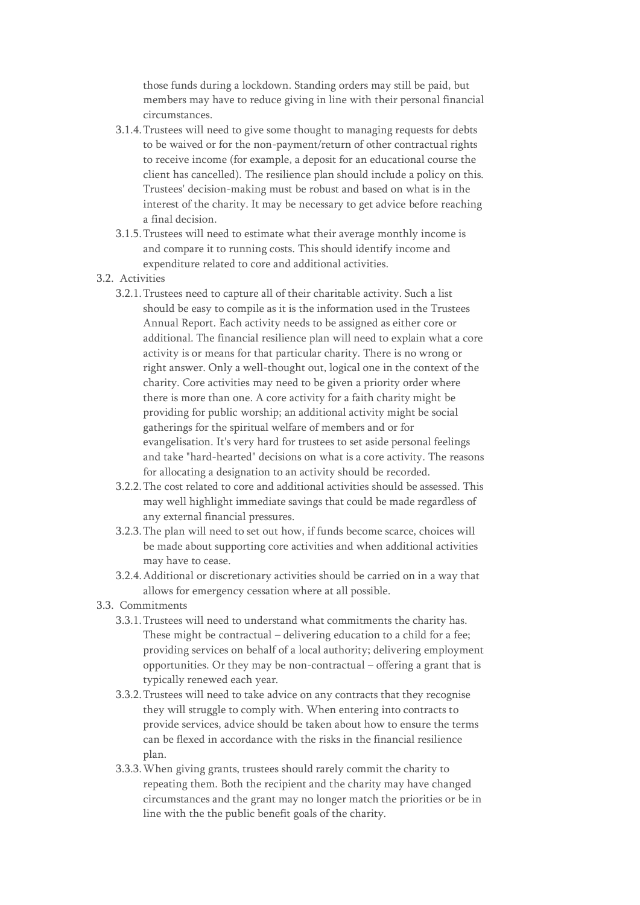those funds during a lockdown. Standing orders may still be paid, but members may have to reduce giving in line with their personal financial circumstances.

- 3.1.4. Trustees will need to give some thought to managing requests for debts to be waived or for the non-payment/return of other contractual rights to receive income (for example, a deposit for an educational course the client has cancelled). The resilience plan should include a policy on this. Trustees' decision-making must be robust and based on what is in the interest of the charity. It may be necessary to get advice before reaching a final decision.
- 3.1.5. Trustees will need to estimate what their average monthly income is and compare it to running costs. This should identify income and expenditure related to core and additional activities.

3.2. Activities

- 3.2.1. Trustees need to capture all of their charitable activity. Such a list should be easy to compile as it is the information used in the Trustees Annual Report. Each activity needs to be assigned as either core or additional. The financial resilience plan will need to explain what a core activity is or means for that particular charity. There is no wrong or right answer. Only a well-thought out, logical one in the context of the charity. Core activities may need to be given a priority order where there is more than one. A core activity for a faith charity might be providing for public worship; an additional activity might be social gatherings for the spiritual welfare of members and or for evangelisation. It's very hard for trustees to set aside personal feelings and take "hard-hearted" decisions on what is a core activity. The reasons for allocating a designation to an activity should be recorded.
- 3.2.2. The cost related to core and additional activities should be assessed. This may well highlight immediate savings that could be made regardless of any external financial pressures.
- 3.2.3. The plan will need to set out how, if funds become scarce, choices will be made about supporting core activities and when additional activities may have to cease.
- 3.2.4. Additional or discretionary activities should be carried on in a way that allows for emergency cessation where at all possible.

3.3. Commitments

- 3.3.1. Trustees will need to understand what commitments the charity has. These might be contractual – delivering education to a child for a fee; providing services on behalf of a local authority; delivering employment opportunities. Or they may be non-contractual – offering a grant that is typically renewed each year.
- 3.3.2. Trustees will need to take advice on any contracts that they recognise they will struggle to comply with. When entering into contracts to provide services, advice should be taken about how to ensure the terms can be flexed in accordance with the risks in the financial resilience plan.
- 3.3.3. When giving grants, trustees should rarely commit the charity to repeating them. Both the recipient and the charity may have changed circumstances and the grant may no longer match the priorities or be in line with the the public benefit goals of the charity.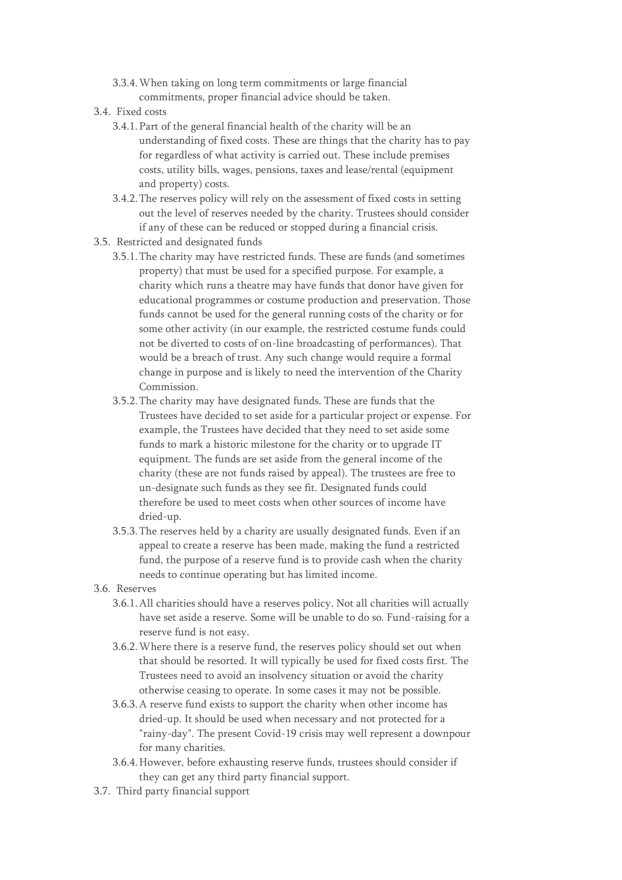3.3.4. When taking on long term commitments or large financial commitments, proper financial advice should be taken.

3.4. Fixed costs

3.4.1. Part of the general financial health of the charity will be an understanding of fixed costs. These are things that the charity has to pay for regardless of what activity is carried out. These include premises costs, utility bills, wages, pensions, taxes and lease/rental (equipment and property) costs.

3.4.2. The reserves policy will rely on the assessment of fixed costs in setting out the level of reserves needed by the charity. Trustees should consider if any of these can be reduced or stopped during a financial crisis.

3.5. Restricted and designated funds

3.5.1. The charity may have restricted funds. These are funds (and sometimes property) that must be used for a specified purpose. For example, a charity which runs a theatre may have funds that donor have given for educational programmes or costume production and preservation. Those funds cannot be used for the general running costs of the charity or for some other activity (in our example, the restricted costume funds could not be diverted to costs of on-line broadcasting of performances). That would be a breach of trust. Any such change would require a formal change in purpose and is likely to need the intervention of the Charity Commission.

3.5.2. The charity may have designated funds. These are funds that the Trustees have decided to set aside for a particular project or expense. For example, the Trustees have decided that they need to set aside some funds to mark a historic milestone for the charity or to upgrade IT equipment. The funds are set aside from the general income of the charity (these are not funds raised by appeal). The trustees are free to un-designate such funds as they see fit. Designated funds could therefore be used to meet costs when other sources of income have dried-up.

3.5.3. The reserves held by a charity are usually designated funds. Even if an appeal to create a reserve has been made, making the fund a restricted fund, the purpose of a reserve fund is to provide cash when the charity needs to continue operating but has limited income.

3.6. Reserves

3.6.1. All charities should have a reserves policy. Not all charities will actually have set aside a reserve. Some will be unable to do so. Fund-raising for a reserve fund is not easy.

3.6.2. Where there is a reserve fund, the reserves policy should set out when that should be resorted. It will typically be used for fixed costs first. The Trustees need to avoid an insolvency situation or avoid the charity otherwise ceasing to operate. In some cases it may not be possible.

3.6.3. A reserve fund exists to support the charity when other income has dried-up. It should be used when necessary and not protected for a "rainy-day". The present Covid-19 crisis may well represent a downpour for many charities.

3.6.4. However, before exhausting reserve funds, trustees should consider if they can get any third party financial support.

3.7. Third party financial support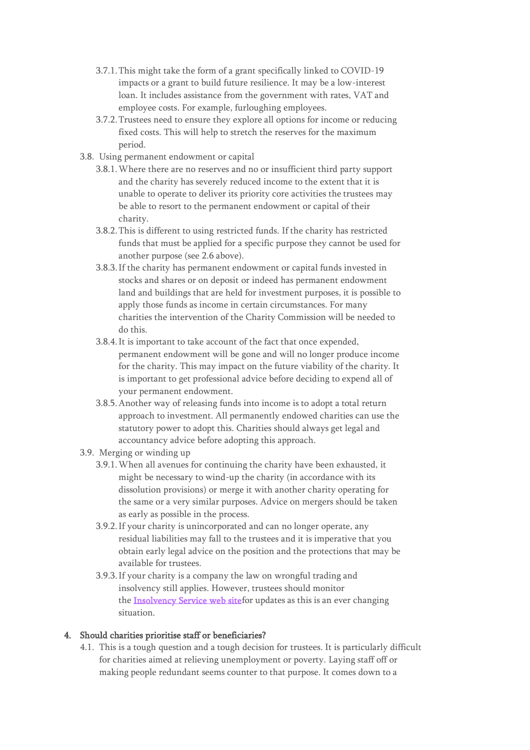- 3.7.1. This might take the form of a grant specifically linked to COVID-19 impacts or a grant to build future resilience. It may be a low-interest loan. It includes assistance from the government with rates, VAT and employee costs. For example, furloughing employees.
- 3.7.2. Trustees need to ensure they explore all options for income or reducing fixed costs. This will help to stretch the reserves for the maximum period.

3.8. Using permanent endowment or capital

- 3.8.1. Where there are no reserves and no or insufficient third party support and the charity has severely reduced income to the extent that it is unable to operate to deliver its priority core activities the trustees may be able to resort to the permanent endowment or capital of their charity.
- 3.8.2. This is different to using restricted funds. If the charity has restricted funds that must be applied for a specific purpose they cannot be used for another purpose (see 2.6 above).
- 3.8.3. If the charity has permanent endowment or capital funds invested in stocks and shares or on deposit or indeed has permanent endowment land and buildings that are held for investment purposes, it is possible to apply those funds as income in certain circumstances. For many charities the intervention of the Charity Commission will be needed to do this.
- 3.8.4. It is important to take account of the fact that once expended, permanent endowment will be gone and will no longer produce income for the charity. This may impact on the future viability of the charity. It is important to get professional advice before deciding to expend all of your permanent endowment.
- 3.8.5. Another way of releasing funds into income is to adopt a total return approach to investment. All permanently endowed charities can use the statutory power to adopt this. Charities should always get legal and accountancy advice before adopting this approach.

3.9. Merging or winding up

- 3.9.1. When all avenues for continuing the charity have been exhausted, it might be necessary to wind-up the charity (in accordance with its dissolution provisions) or merge it with another charity operating for the same or a very similar purposes. Advice on mergers should be taken as early as possible in the process.
- 3.9.2. If your charity is unincorporated and can no longer operate, any residual liabilities may fall to the trustees and it is imperative that you obtain early legal advice on the position and the protections that may be available for trustees.
- 3.9.3. If your charity is a company the law on wrongful trading and insolvency still applies. However, trustees should monitor the Insolvency Service web site for updates as this is an ever changing situation.

## 4. Should charities prioritise staff or beneficiaries?

4.1. This is a tough question and a tough decision for trustees. It is particularly difficult for charities aimed at relieving unemployment or poverty. Laying staff off or making people redundant seems counter to that purpose. It comes down to a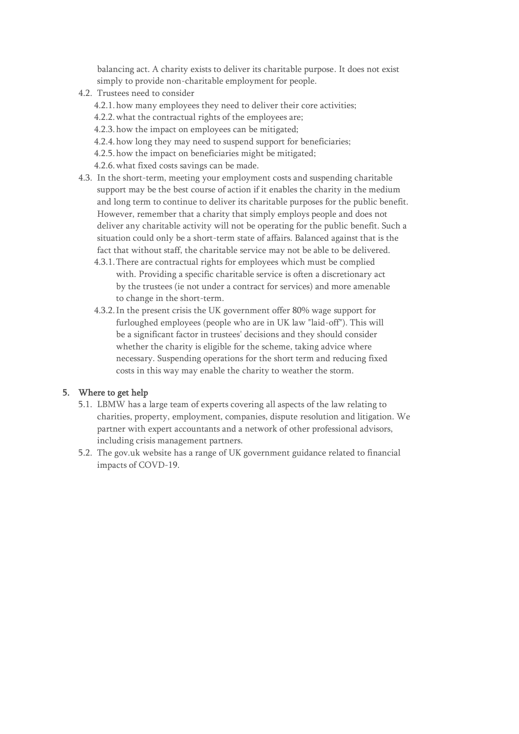balancing act. A charity exists to deliver its charitable purpose. It does not exist simply to provide non-charitable employment for people.

4.2. Trustees need to consider

- 4.2.1. how many employees they need to deliver their core activities;
- 4.2.2. what the contractual rights of the employees are;
- 4.2.3. how the impact on employees can be mitigated;
- 4.2.4. how long they may need to suspend support for beneficiaries;
- 4.2.5. how the impact on beneficiaries might be mitigated;
- 4.2.6. what fixed costs savings can be made.

4.3. In the short-term, meeting your employment costs and suspending charitable support may be the best course of action if it enables the charity in the medium and long term to continue to deliver its charitable purposes for the public benefit. However, remember that a charity that simply employs people and does not deliver any charitable activity will not be operating for the public benefit. Such a situation could only be a short-term state of affairs. Balanced against that is the fact that without staff, the charitable service may not be able to be delivered.

- 4.3.1. There are contractual rights for employees which must be complied with. Providing a specific charitable service is often a discretionary act by the trustees (ie not under a contract for services) and more amenable to change in the short-term.
- 4.3.2. In the present crisis the UK government offer 80% wage support for furloughed employees (people who are in UK law "laid-off"). This will be a significant factor in trustees' decisions and they should consider whether the charity is eligible for the scheme, taking advice where necessary. Suspending operations for the short term and reducing fixed costs in this way may enable the charity to weather the storm.

## 5. Where to get help

5.1. LBMW has a large team of experts covering all aspects of the law relating to charities, property, employment, companies, dispute resolution and litigation. We partner with expert accountants and a network of other professional advisors, including crisis management partners.

5.2. The gov.uk website has a range of UK government guidance related to financial impacts of COVD-19.